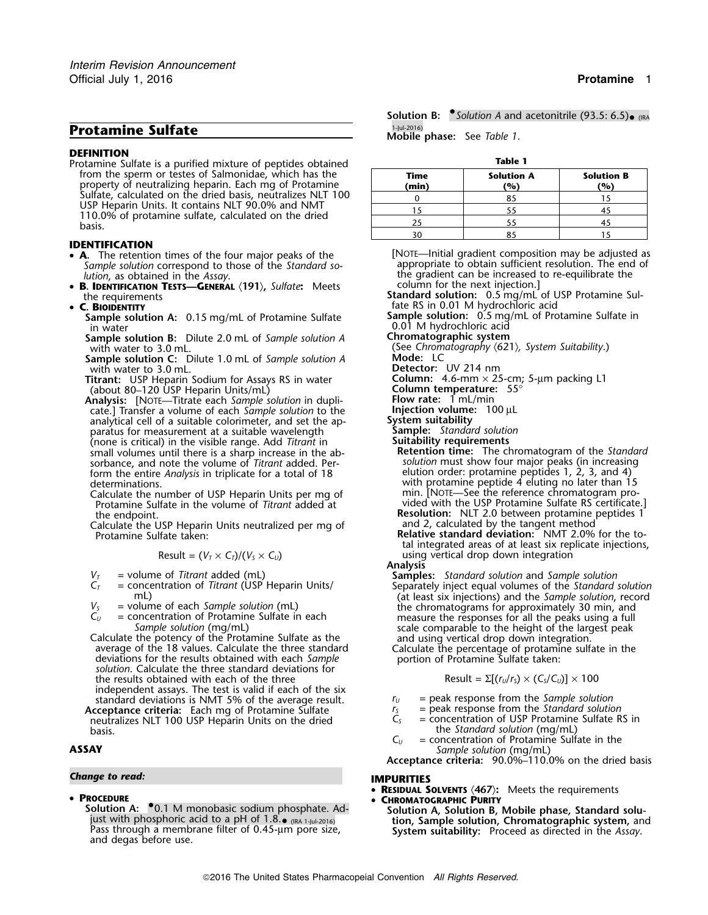# Protamine Sulfate

## DEFINITION

Protamine Sulfate is a purified mixture of peptides obtained from the sperm or testes of Salmonidae, which has the property of neutralizing heparin. Each mg of Protamine Sulfate, calculated on the dried basis, neutralizes NLT 100 USP Heparin Units. It contains NLT 90.0% and NMT 110.0% of protamine sulfate, calculated on the dried basis.

## IDENTIFICATION

- **A.** The retention times of the four major peaks of the *Sample solution* correspond to those of the *Standard solution*, as obtained in the *Assay*.
- **B. Identification Tests—General ⟨191⟩**, *Sulfate*: Meets the requirements
- **C. Bioidentity**

  **Sample solution A:** 0.15 mg/mL of Protamine Sulfate in water

  **Sample solution B:** Dilute 2.0 mL of *Sample solution A* with water to 3.0 mL.

  **Sample solution C:** Dilute 1.0 mL of *Sample solution A* with water to 3.0 mL.

  **Titrant:** USP Heparin Sodium for Assays RS in water (about 80–120 USP Heparin Units/mL)

  **Analysis:** [Note—Titrate each *Sample solution* in duplicate.] Transfer a volume of each *Sample solution* to the analytical cell of a suitable colorimeter, and set the apparatus for measurement at a suitable wavelength (none is critical) in the visible range. Add *Titrant* in small volumes until there is a sharp increase in the absorbance, and note the volume of *Titrant* added. Perform the entire *Analysis* in triplicate for a total of 18 determinations.

  Calculate the number of USP Heparin Units per mg of Protamine Sulfate in the volume of *Titrant* added at the endpoint.

  Calculate the USP Heparin Units neutralized per mg of Protamine Sulfate taken:

  $$\text{Result} = (V_T \times C_T)/(V_S \times C_U)$$

  $V_T$ = volume of *Titrant* added (mL)
  $C_T$ = concentration of *Titrant* (USP Heparin Units/mL)
  $V_S$ = volume of each *Sample solution* (mL)
  $C_U$ = concentration of Protamine Sulfate in each *Sample solution* (mg/mL)

  Calculate the potency of the Protamine Sulfate as the average of the 18 values. Calculate the three standard deviations for the results obtained with each *Sample solution*. Calculate the three standard deviations for the results obtained with each of the three independent assays. The test is valid if each of the six standard deviations is NMT 5% of the average result.

  **Acceptance criteria:** Each mg of Protamine Sulfate neutralizes NLT 100 USP Heparin Units on the dried basis.

## ASSAY

*Change to read:*

- **Procedure**

  **Solution A:** •0.1 M monobasic sodium phosphate. Adjust with phosphoric acid to a pH of 1.8.• (IRA 1-Jul-2016) Pass through a membrane filter of 0.45-µm pore size, and degas before use.

  **Solution B:** •*Solution A* and acetonitrile (93.5: 6.5)• (IRA 1-Jul-2016)

  **Mobile phase:** See *Table 1*.

**Table 1**

| Time (min) | Solution A (%) | Solution B (%) |
|---|---|---|
| 0 | 85 | 15 |
| 15 | 55 | 45 |
| 25 | 55 | 45 |
| 30 | 85 | 15 |

[Note—Initial gradient composition may be adjusted as appropriate to obtain sufficient resolution. The end of the gradient can be increased to re-equilibrate the column for the next injection.]

**Standard solution:** 0.5 mg/mL of USP Protamine Sulfate RS in 0.01 M hydrochloric acid

**Sample solution:** 0.5 mg/mL of Protamine Sulfate in 0.01 M hydrochloric acid

**Chromatographic system**

(See *Chromatography ⟨621⟩, System Suitability*.)

**Mode:** LC

**Detector:** UV 214 nm

**Column:** 4.6-mm × 25-cm; 5-µm packing L1

**Column temperature:** 55°

**Flow rate:** 1 mL/min

**Injection volume:** 100 µL

**System suitability**

**Sample:** *Standard solution*

**Suitability requirements**

**Retention time:** The chromatogram of the *Standard solution* must show four major peaks (in increasing elution order: protamine peptides 1, 2, 3, and 4) with protamine peptide 4 eluting no later than 15 min. [Note—See the reference chromatogram provided with the USP Protamine Sulfate RS certificate.]

**Resolution:** NLT 2.0 between protamine peptides 1 and 2, calculated by the tangent method

**Relative standard deviation:** NMT 2.0% for the total integrated areas of at least six replicate injections, using vertical drop down integration

**Analysis**

**Samples:** *Standard solution* and *Sample solution*

Separately inject equal volumes of the *Standard solution* (at least six injections) and the *Sample solution*, record the chromatograms for approximately 30 min, and measure the responses for all the peaks using a full scale comparable to the height of the largest peak and using vertical drop down integration.

Calculate the percentage of protamine sulfate in the portion of Protamine Sulfate taken:

$$\text{Result} = \Sigma[(r_U/r_S) \times (C_S/C_U)] \times 100$$

$r_U$ = peak response from the *Sample solution*
$r_S$ = peak response from the *Standard solution*
$C_S$ = concentration of USP Protamine Sulfate RS in the *Standard solution* (mg/mL)
$C_U$ = concentration of Protamine Sulfate in the *Sample solution* (mg/mL)

**Acceptance criteria:** 90.0%–110.0% on the dried basis

## IMPURITIES

- **Residual Solvents ⟨467⟩:** Meets the requirements
- **Chromatographic Purity**

  **Solution A, Solution B, Mobile phase, Standard solution, Sample solution, Chromatographic system,** and **System suitability:** Proceed as directed in the *Assay*.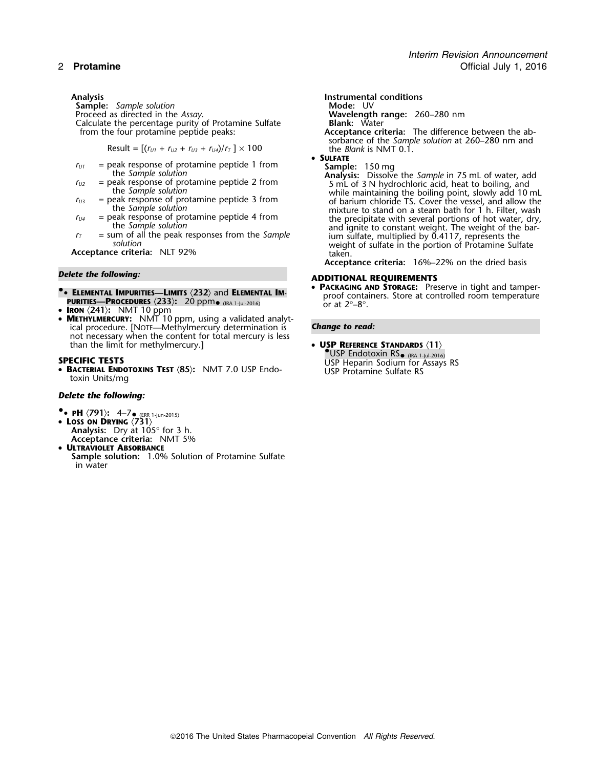**Analysis**

**Sample:** *Sample solution*

Proceed as directed in the *Assay*.

Calculate the percentage purity of Protamine Sulfate from the four protamine peptide peaks:

$$\text{Result} = [(r_{U1} + r_{U2} + r_{U3} + r_{U4})/r_T] \times 100$$

$r_{U1}$ = peak response of protamine peptide 1 from the *Sample solution*

$r_{U2}$ = peak response of protamine peptide 2 from the *Sample solution*

$r_{U3}$ = peak response of protamine peptide 3 from the *Sample solution*

$r_{U4}$ = peak response of protamine peptide 4 from the *Sample solution*

$r_T$ = sum of all the peak responses from the *Sample solution*

**Acceptance criteria:** NLT 92%

***Delete the following:***

- •**• Elemental Impurities—Limits 〈232〉** and **Elemental Impurities—Procedures 〈233〉:** 20 ppm• (IRA 1-Jul-2016)
- **Iron 〈241〉:** NMT 10 ppm
- **Methylmercury:** NMT 10 ppm, using a validated analytical procedure. [Note—Methylmercury determination is not necessary when the content for total mercury is less than the limit for methylmercury.]

## SPECIFIC TESTS

- **Bacterial Endotoxins Test 〈85〉:** NMT 7.0 USP Endotoxin Units/mg

***Delete the following:***

- •**• pH 〈791〉:** 4–7• (ERR 1-Jun-2015)
- **Loss on Drying 〈731〉**
  **Analysis:** Dry at 105° for 3 h.
  **Acceptance criteria:** NMT 5%
- **Ultraviolet Absorbance**
  **Sample solution:** 1.0% Solution of Protamine Sulfate in water
  **Instrumental conditions**
  **Mode:** UV
  **Wavelength range:** 260–280 nm
  **Blank:** Water
  **Acceptance criteria:** The difference between the absorbance of the *Sample solution* at 260–280 nm and the *Blank* is NMT 0.1.
- **Sulfate**
  **Sample:** 150 mg
  **Analysis:** Dissolve the *Sample* in 75 mL of water, add 5 mL of 3 N hydrochloric acid, heat to boiling, and while maintaining the boiling point, slowly add 10 mL of barium chloride TS. Cover the vessel, and allow the mixture to stand on a steam bath for 1 h. Filter, wash the precipitate with several portions of hot water, dry, and ignite to constant weight. The weight of the barium sulfate, multiplied by 0.4117, represents the weight of sulfate in the portion of Protamine Sulfate taken.
  **Acceptance criteria:** 16%–22% on the dried basis

## ADDITIONAL REQUIREMENTS

- **Packaging and Storage:** Preserve in tight and tamper-proof containers. Store at controlled room temperature or at 2°–8°.

***Change to read:***

- **USP Reference Standards 〈11〉**
  •USP Endotoxin RS• (IRA 1-Jul-2016)
  USP Heparin Sodium for Assays RS
  USP Protamine Sulfate RS